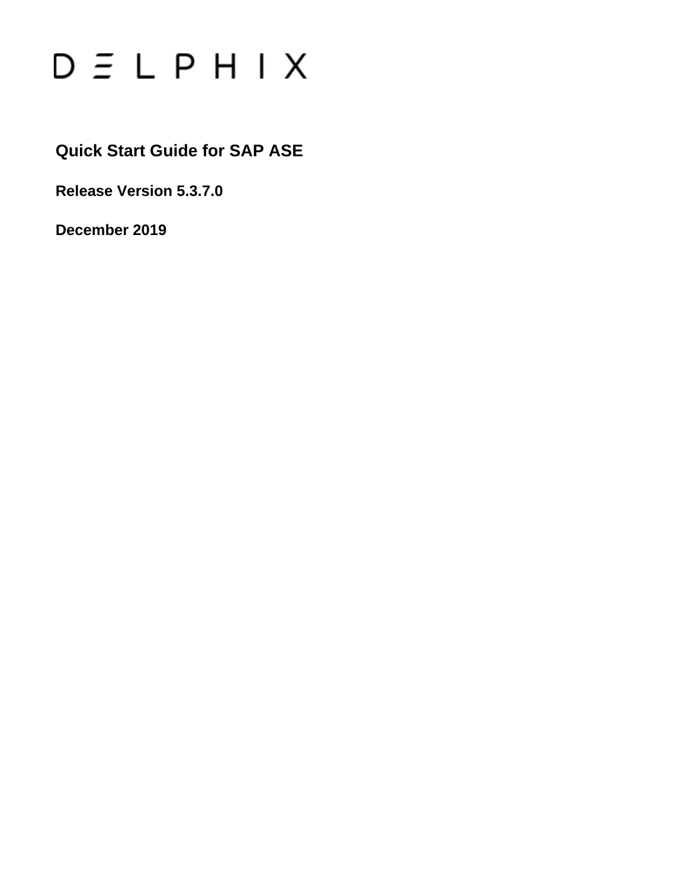DELPHIX

# Quick Start Guide for SAP ASE

**Release Version 5.3.7.0**

**December 2019**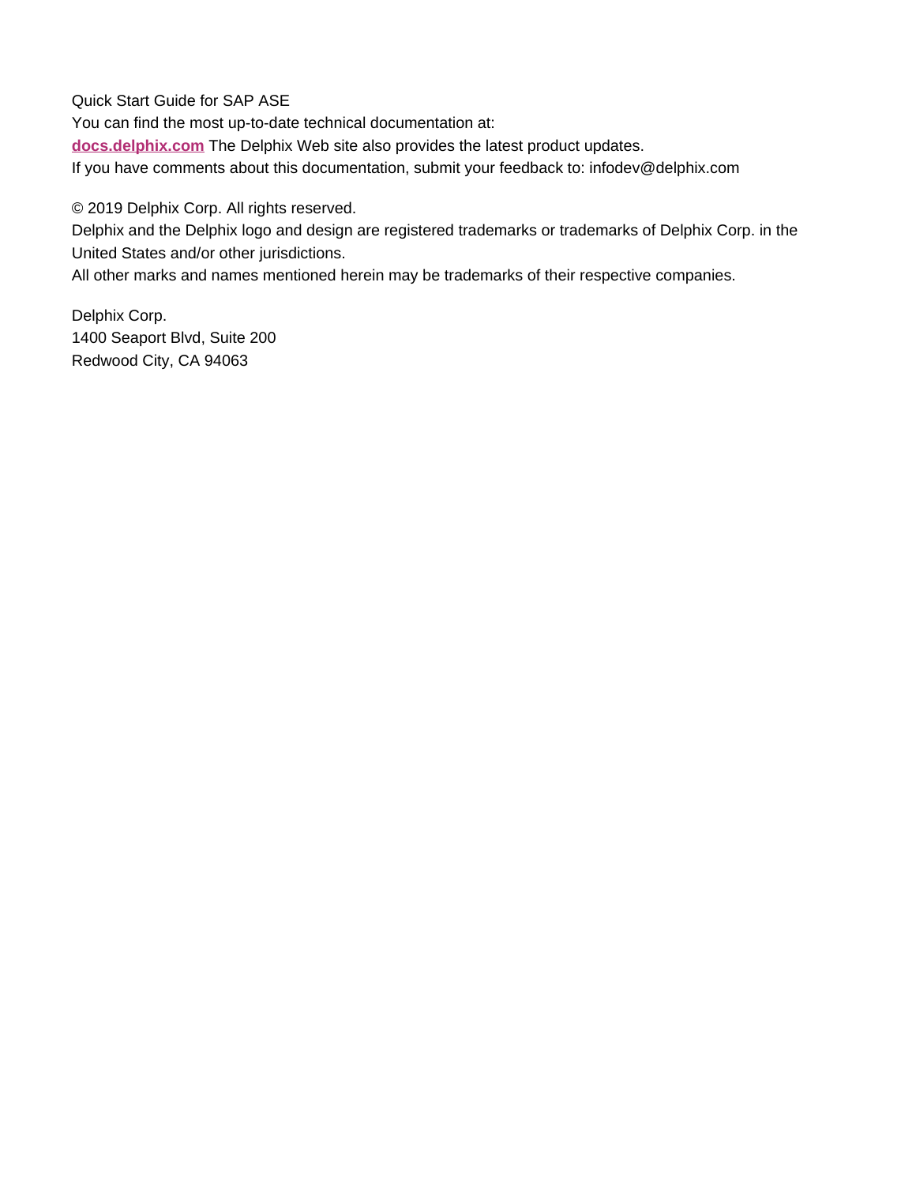Quick Start Guide for SAP ASE

You can find the most up-to-date technical documentation at:

**docs.delphix.com** The Delphix Web site also provides the latest product updates.

If you have comments about this documentation, submit your feedback to: infodev@delphix.com

© 2019 Delphix Corp. All rights reserved.

Delphix and the Delphix logo and design are registered trademarks or trademarks of Delphix Corp. in the United States and/or other jurisdictions.

All other marks and names mentioned herein may be trademarks of their respective companies.

Delphix Corp.
1400 Seaport Blvd, Suite 200
Redwood City, CA 94063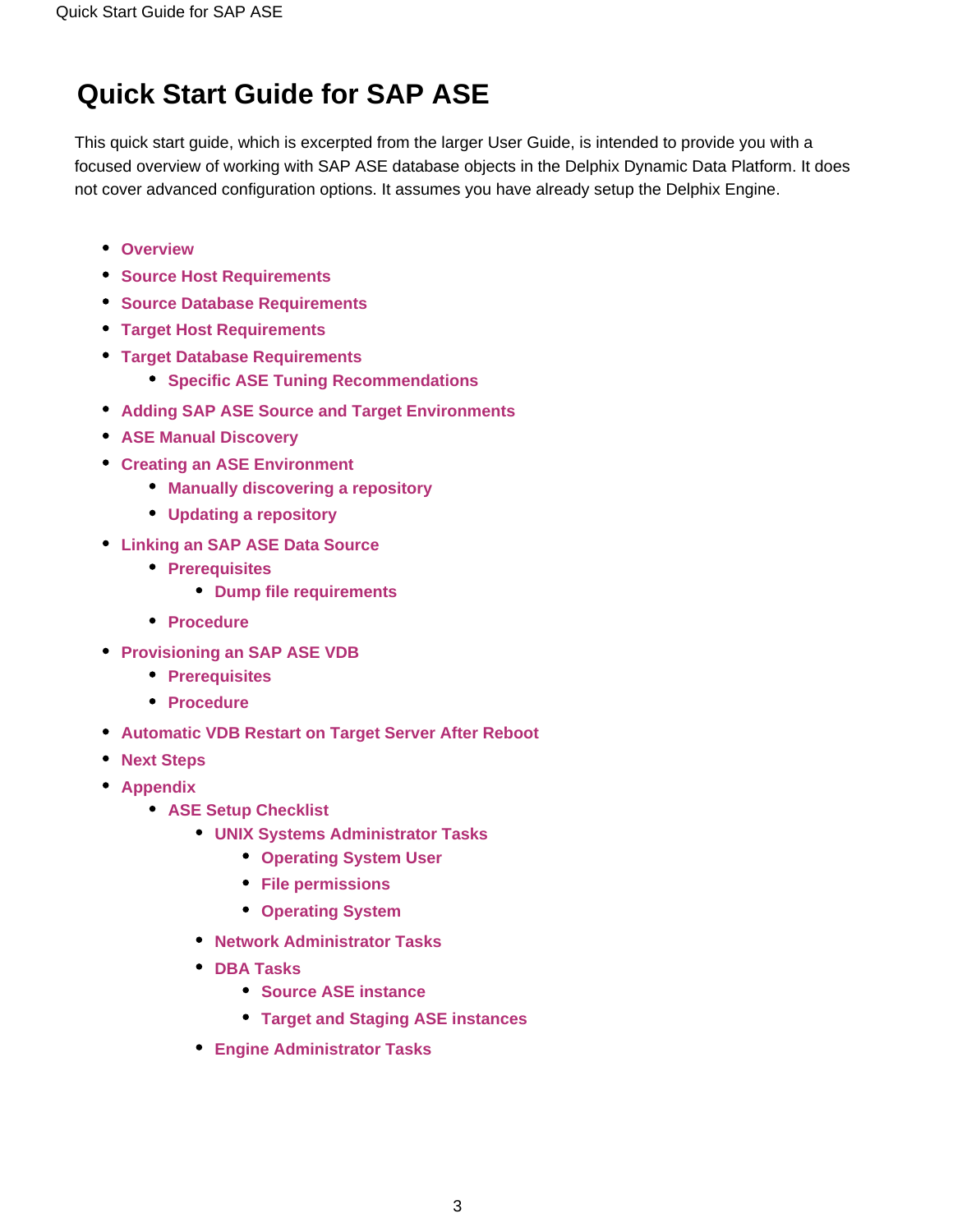# Quick Start Guide for SAP ASE

This quick start guide, which is excerpted from the larger User Guide, is intended to provide you with a focused overview of working with SAP ASE database objects in the Delphix Dynamic Data Platform. It does not cover advanced configuration options. It assumes you have already setup the Delphix Engine.

- **Overview**
- **Source Host Requirements**
- **Source Database Requirements**
- **Target Host Requirements**
- **Target Database Requirements**
  - **Specific ASE Tuning Recommendations**
- **Adding SAP ASE Source and Target Environments**
- **ASE Manual Discovery**
- **Creating an ASE Environment**
  - **Manually discovering a repository**
  - **Updating a repository**
- **Linking an SAP ASE Data Source**
  - **Prerequisites**
    - **Dump file requirements**
  - **Procedure**
- **Provisioning an SAP ASE VDB**
  - **Prerequisites**
  - **Procedure**
- **Automatic VDB Restart on Target Server After Reboot**
- **Next Steps**
- **Appendix**
  - **ASE Setup Checklist**
    - **UNIX Systems Administrator Tasks**
      - **Operating System User**
      - **File permissions**
      - **Operating System**
    - **Network Administrator Tasks**
    - **DBA Tasks**
      - **Source ASE instance**
      - **Target and Staging ASE instances**
    - **Engine Administrator Tasks**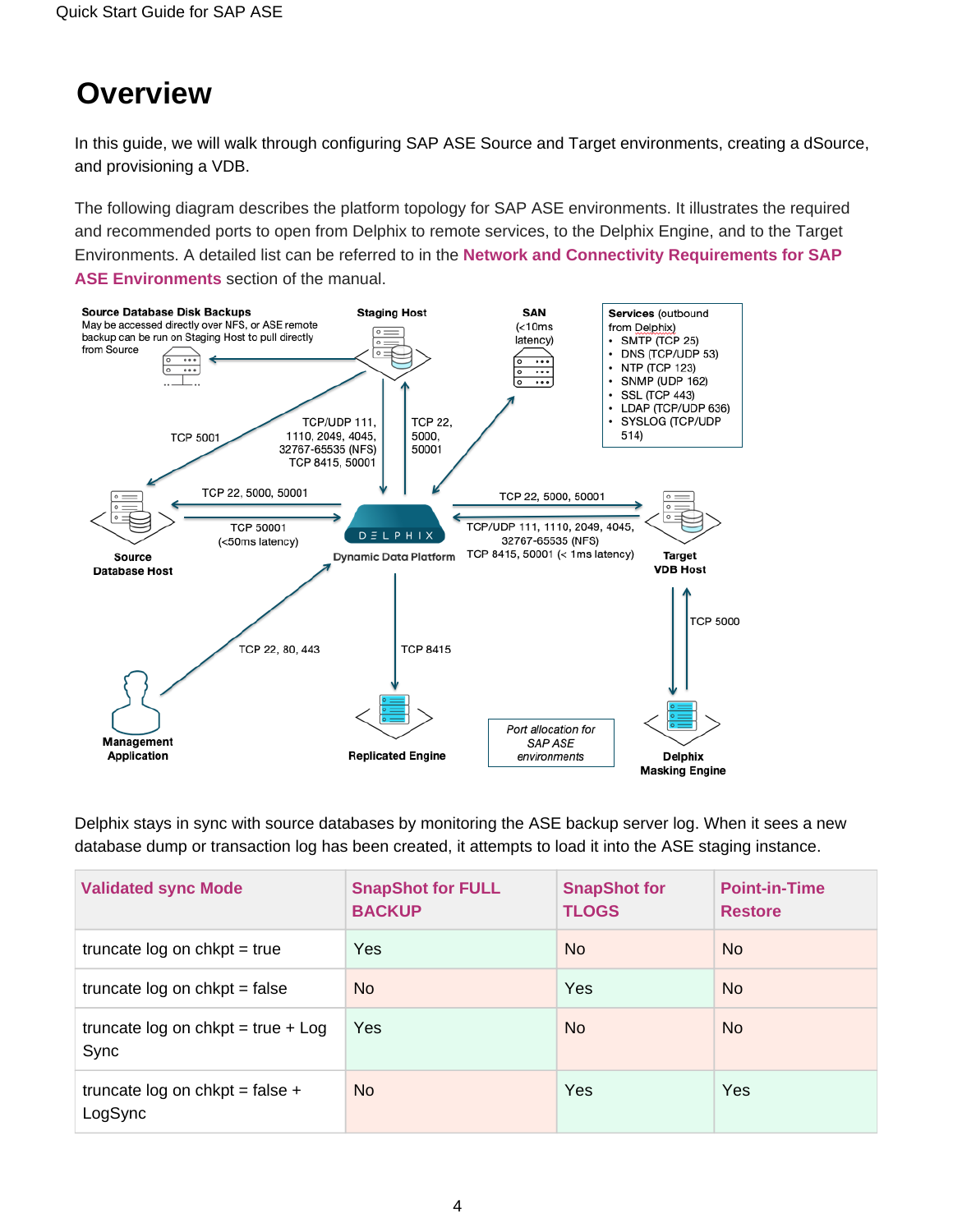# Overview

In this guide, we will walk through configuring SAP ASE Source and Target environments, creating a dSource, and provisioning a VDB.

The following diagram describes the platform topology for SAP ASE environments. It illustrates the required and recommended ports to open from Delphix to remote services, to the Delphix Engine, and to the Target Environments. A detailed list can be referred to in the **Network and Connectivity Requirements for SAP ASE Environments** section of the manual.

Delphix stays in sync with source databases by monitoring the ASE backup server log. When it sees a new database dump or transaction log has been created, it attempts to load it into the ASE staging instance.

| Validated sync Mode | SnapShot for FULL BACKUP | SnapShot for TLOGS | Point-in-Time Restore |
|---|---|---|---|
| truncate log on chkpt = true | Yes | No | No |
| truncate log on chkpt = false | No | Yes | No |
| truncate log on chkpt = true + Log Sync | Yes | No | No |
| truncate log on chkpt = false + LogSync | No | Yes | Yes |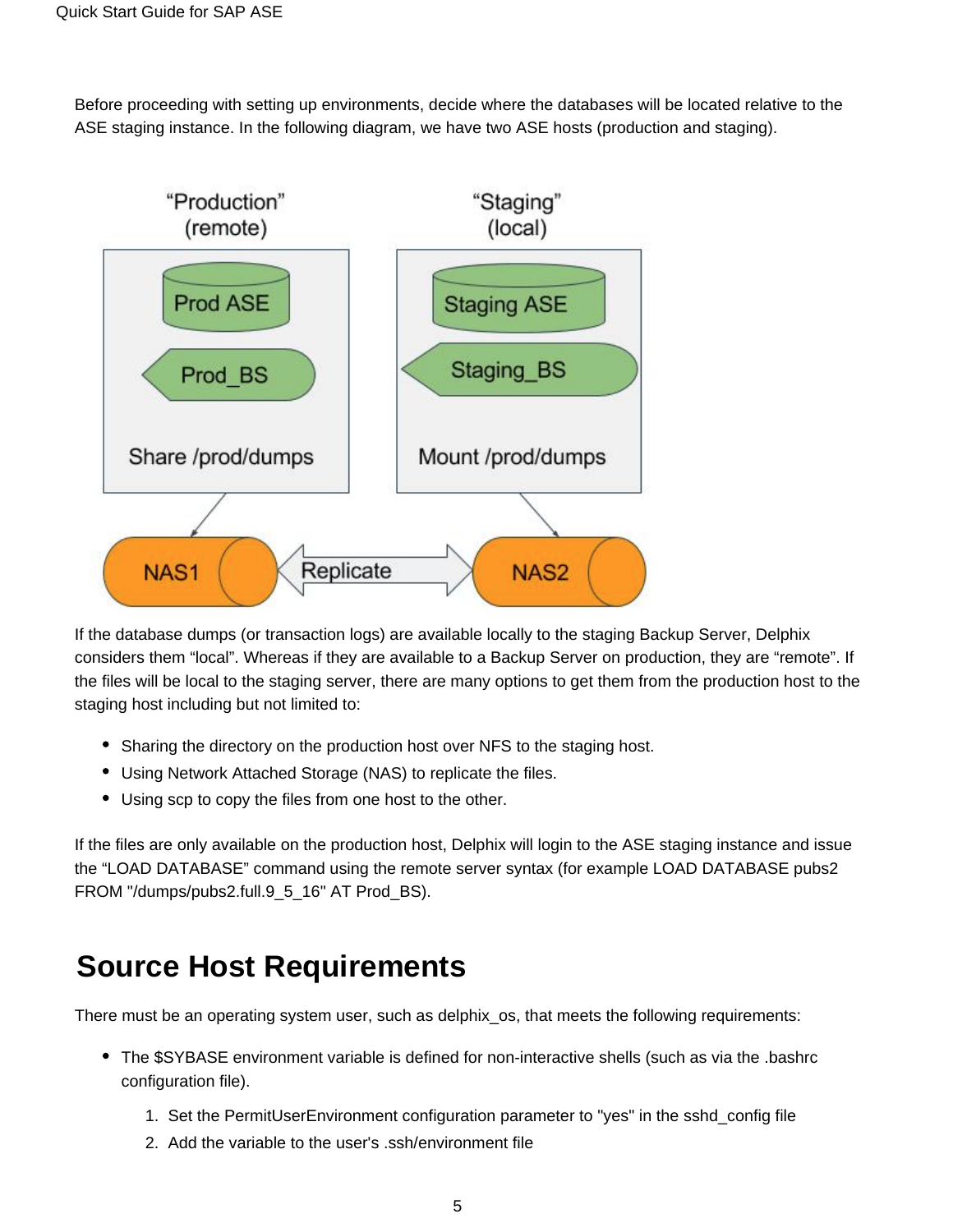Before proceeding with setting up environments, decide where the databases will be located relative to the ASE staging instance. In the following diagram, we have two ASE hosts (production and staging).

If the database dumps (or transaction logs) are available locally to the staging Backup Server, Delphix considers them "local". Whereas if they are available to a Backup Server on production, they are "remote". If the files will be local to the staging server, there are many options to get them from the production host to the staging host including but not limited to:

- Sharing the directory on the production host over NFS to the staging host.
- Using Network Attached Storage (NAS) to replicate the files.
- Using scp to copy the files from one host to the other.

If the files are only available on the production host, Delphix will login to the ASE staging instance and issue the "LOAD DATABASE" command using the remote server syntax (for example LOAD DATABASE pubs2 FROM "/dumps/pubs2.full.9_5_16" AT Prod_BS).

# Source Host Requirements

There must be an operating system user, such as delphix_os, that meets the following requirements:

- The $SYBASE environment variable is defined for non-interactive shells (such as via the .bashrc configuration file).
  1. Set the PermitUserEnvironment configuration parameter to "yes" in the sshd_config file
  2. Add the variable to the user's .ssh/environment file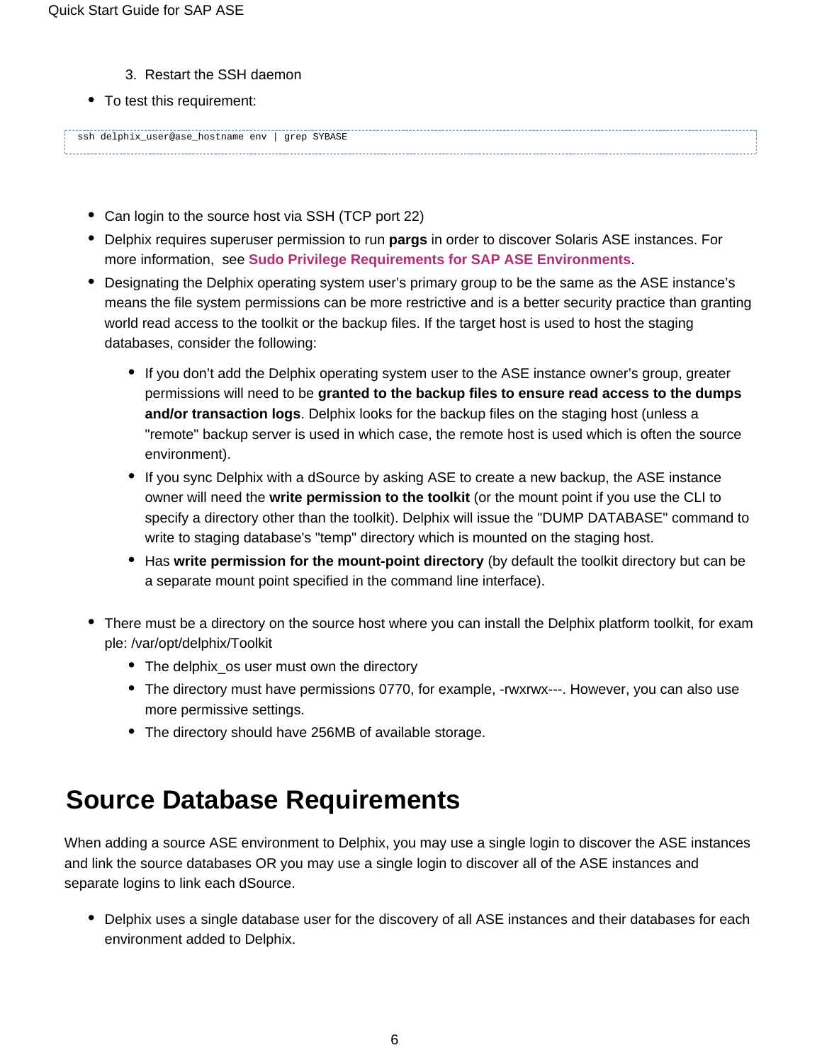3. Restart the SSH daemon

- To test this requirement:

```
ssh delphix_user@ase_hostname env | grep SYBASE
```

- Can login to the source host via SSH (TCP port 22)
- Delphix requires superuser permission to run **pargs** in order to discover Solaris ASE instances. For more information, see **Sudo Privilege Requirements for SAP ASE Environments**.
- Designating the Delphix operating system user's primary group to be the same as the ASE instance's means the file system permissions can be more restrictive and is a better security practice than granting world read access to the toolkit or the backup files. If the target host is used to host the staging databases, consider the following:
  - If you don't add the Delphix operating system user to the ASE instance owner's group, greater permissions will need to be **granted to the backup files to ensure read access to the dumps and/or transaction logs**. Delphix looks for the backup files on the staging host (unless a "remote" backup server is used in which case, the remote host is used which is often the source environment).
  - If you sync Delphix with a dSource by asking ASE to create a new backup, the ASE instance owner will need the **write permission to the toolkit** (or the mount point if you use the CLI to specify a directory other than the toolkit). Delphix will issue the "DUMP DATABASE" command to write to staging database's "temp" directory which is mounted on the staging host.
  - Has **write permission for the mount-point directory** (by default the toolkit directory but can be a separate mount point specified in the command line interface).
- There must be a directory on the source host where you can install the Delphix platform toolkit, for example: /var/opt/delphix/Toolkit
  - The delphix_os user must own the directory
  - The directory must have permissions 0770, for example, -rwxrwx---. However, you can also use more permissive settings.
  - The directory should have 256MB of available storage.

# Source Database Requirements

When adding a source ASE environment to Delphix, you may use a single login to discover the ASE instances and link the source databases OR you may use a single login to discover all of the ASE instances and separate logins to link each dSource.

- Delphix uses a single database user for the discovery of all ASE instances and their databases for each environment added to Delphix.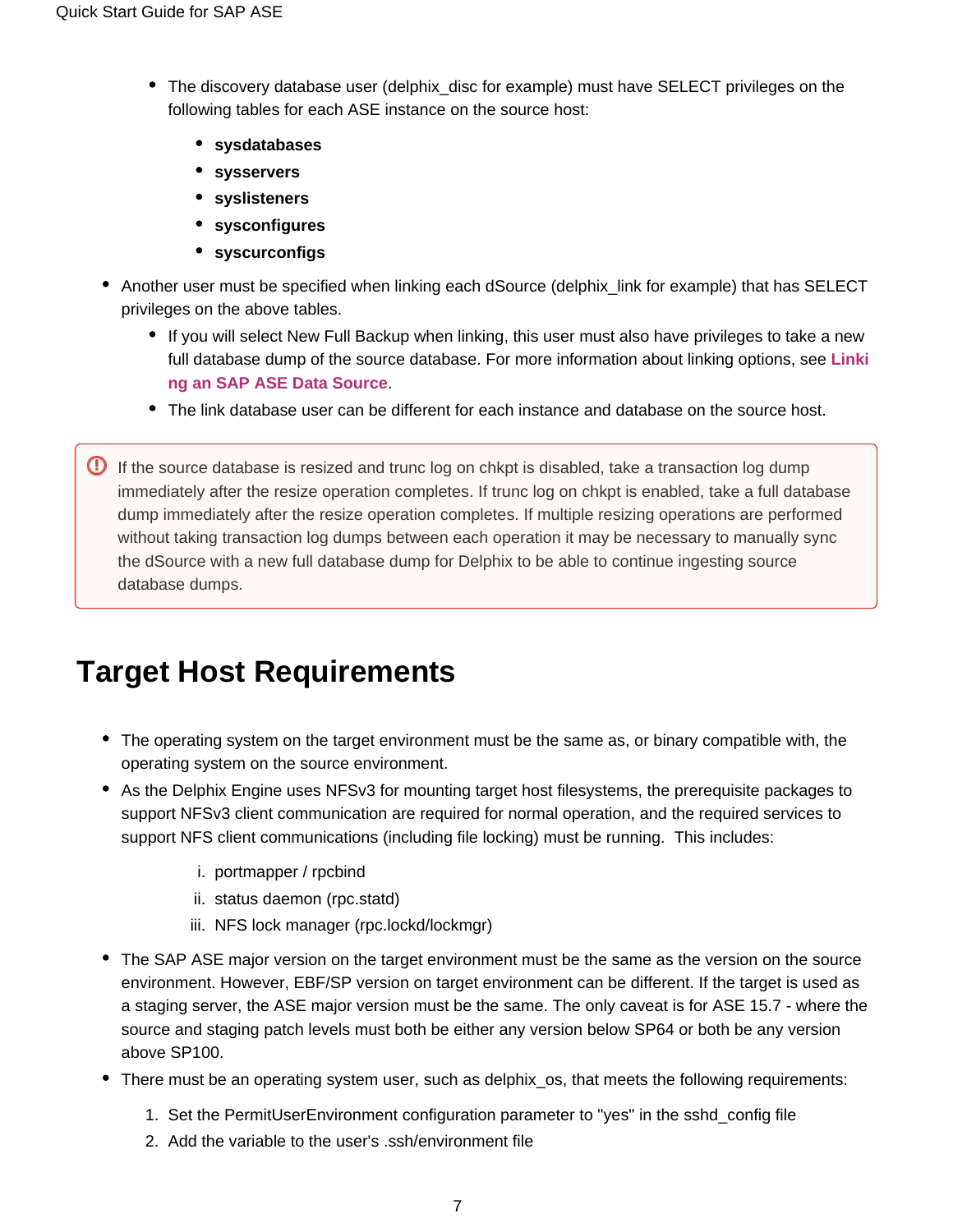- The discovery database user (delphix_disc for example) must have SELECT privileges on the following tables for each ASE instance on the source host:
        - **sysdatabases**
        - **sysservers**
        - **syslisteners**
        - **sysconfigures**
        - **syscurconfigs**
- Another user must be specified when linking each dSource (delphix_link for example) that has SELECT privileges on the above tables.
    - If you will select New Full Backup when linking, this user must also have privileges to take a new full database dump of the source database. For more information about linking options, see **Linking an SAP ASE Data Source**.
    - The link database user can be different for each instance and database on the source host.

> If the source database is resized and trunc log on chkpt is disabled, take a transaction log dump immediately after the resize operation completes. If trunc log on chkpt is enabled, take a full database dump immediately after the resize operation completes. If multiple resizing operations are performed without taking transaction log dumps between each operation it may be necessary to manually sync the dSource with a new full database dump for Delphix to be able to continue ingesting source database dumps.

# Target Host Requirements

- The operating system on the target environment must be the same as, or binary compatible with, the operating system on the source environment.
- As the Delphix Engine uses NFSv3 for mounting target host filesystems, the prerequisite packages to support NFSv3 client communication are required for normal operation, and the required services to support NFS client communications (including file locking) must be running. This includes:
    1. portmapper / rpcbind
    2. status daemon (rpc.statd)
    3. NFS lock manager (rpc.lockd/lockmgr)
- The SAP ASE major version on the target environment must be the same as the version on the source environment. However, EBF/SP version on target environment can be different. If the target is used as a staging server, the ASE major version must be the same. The only caveat is for ASE 15.7 - where the source and staging patch levels must both be either any version below SP64 or both be any version above SP100.
- There must be an operating system user, such as delphix_os, that meets the following requirements:
    1. Set the PermitUserEnvironment configuration parameter to "yes" in the sshd_config file
    2. Add the variable to the user's .ssh/environment file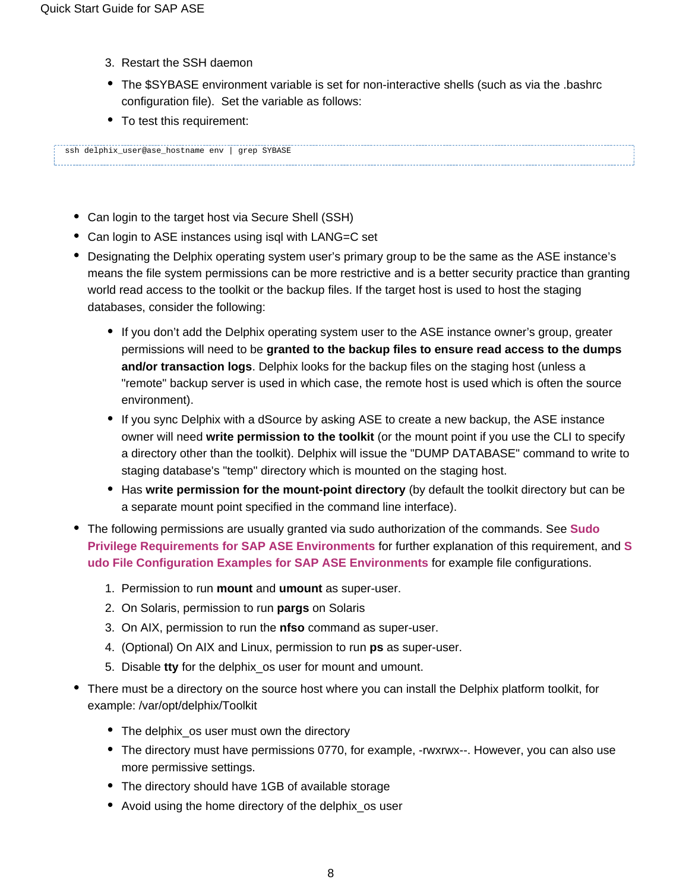3. Restart the SSH daemon

- The $SYBASE environment variable is set for non-interactive shells (such as via the .bashrc configuration file).  Set the variable as follows:
- To test this requirement:

```
ssh delphix_user@ase_hostname env | grep SYBASE
```

- Can login to the target host via Secure Shell (SSH)
- Can login to ASE instances using isql with LANG=C set
- Designating the Delphix operating system user's primary group to be the same as the ASE instance's means the file system permissions can be more restrictive and is a better security practice than granting world read access to the toolkit or the backup files. If the target host is used to host the staging databases, consider the following:
    - If you don't add the Delphix operating system user to the ASE instance owner's group, greater permissions will need to be **granted to the backup files to ensure read access to the dumps and/or transaction logs**. Delphix looks for the backup files on the staging host (unless a "remote" backup server is used in which case, the remote host is used which is often the source environment).
    - If you sync Delphix with a dSource by asking ASE to create a new backup, the ASE instance owner will need **write permission to the toolkit** (or the mount point if you use the CLI to specify a directory other than the toolkit). Delphix will issue the "DUMP DATABASE" command to write to staging database's "temp" directory which is mounted on the staging host.
    - Has **write permission for the mount-point directory** (by default the toolkit directory but can be a separate mount point specified in the command line interface).
- The following permissions are usually granted via sudo authorization of the commands. See **Sudo Privilege Requirements for SAP ASE Environments** for further explanation of this requirement, and **Sudo File Configuration Examples for SAP ASE Environments** for example file configurations.
    1. Permission to run **mount** and **umount** as super-user.
    2. On Solaris, permission to run **pargs** on Solaris
    3. On AIX, permission to run the **nfso** command as super-user.
    4. (Optional) On AIX and Linux, permission to run **ps** as super-user.
    5. Disable **tty** for the delphix_os user for mount and umount.
- There must be a directory on the source host where you can install the Delphix platform toolkit, for example: /var/opt/delphix/Toolkit
    - The delphix_os user must own the directory
    - The directory must have permissions 0770, for example, -rwxrwx--. However, you can also use more permissive settings.
    - The directory should have 1GB of available storage
    - Avoid using the home directory of the delphix_os user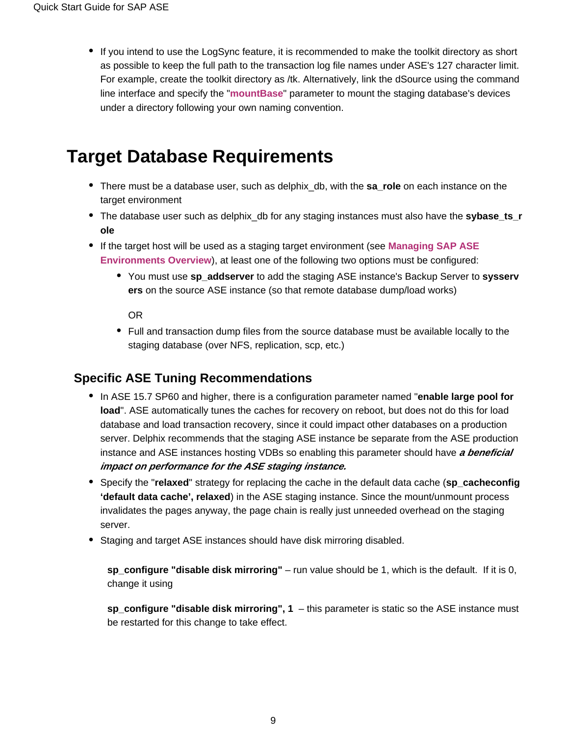- If you intend to use the LogSync feature, it is recommended to make the toolkit directory as short as possible to keep the full path to the transaction log file names under ASE's 127 character limit. For example, create the toolkit directory as /tk. Alternatively, link the dSource using the command line interface and specify the "**mountBase**" parameter to mount the staging database's devices under a directory following your own naming convention.

# Target Database Requirements

- There must be a database user, such as delphix_db, with the **sa_role** on each instance on the target environment
- The database user such as delphix_db for any staging instances must also have the **sybase_ts_role**
- If the target host will be used as a staging target environment (see **Managing SAP ASE Environments Overview**), at least one of the following two options must be configured:
  - You must use **sp_addserver** to add the staging ASE instance's Backup Server to **sysservers** on the source ASE instance (so that remote database dump/load works)

    OR
  - Full and transaction dump files from the source database must be available locally to the staging database (over NFS, replication, scp, etc.)

## Specific ASE Tuning Recommendations

- In ASE 15.7 SP60 and higher, there is a configuration parameter named "**enable large pool for load**". ASE automatically tunes the caches for recovery on reboot, but does not do this for load database and load transaction recovery, since it could impact other databases on a production server. Delphix recommends that the staging ASE instance be separate from the ASE production instance and ASE instances hosting VDBs so enabling this parameter should have ***a beneficial impact on performance for the ASE staging instance.***
- Specify the "**relaxed**" strategy for replacing the cache in the default data cache (**sp_cacheconfig 'default data cache', relaxed**) in the ASE staging instance. Since the mount/unmount process invalidates the pages anyway, the page chain is really just unneeded overhead on the staging server.
- Staging and target ASE instances should have disk mirroring disabled.

  **sp_configure "disable disk mirroring"** – run value should be 1, which is the default.  If it is 0, change it using

  **sp_configure "disable disk mirroring", 1**  – this parameter is static so the ASE instance must be restarted for this change to take effect.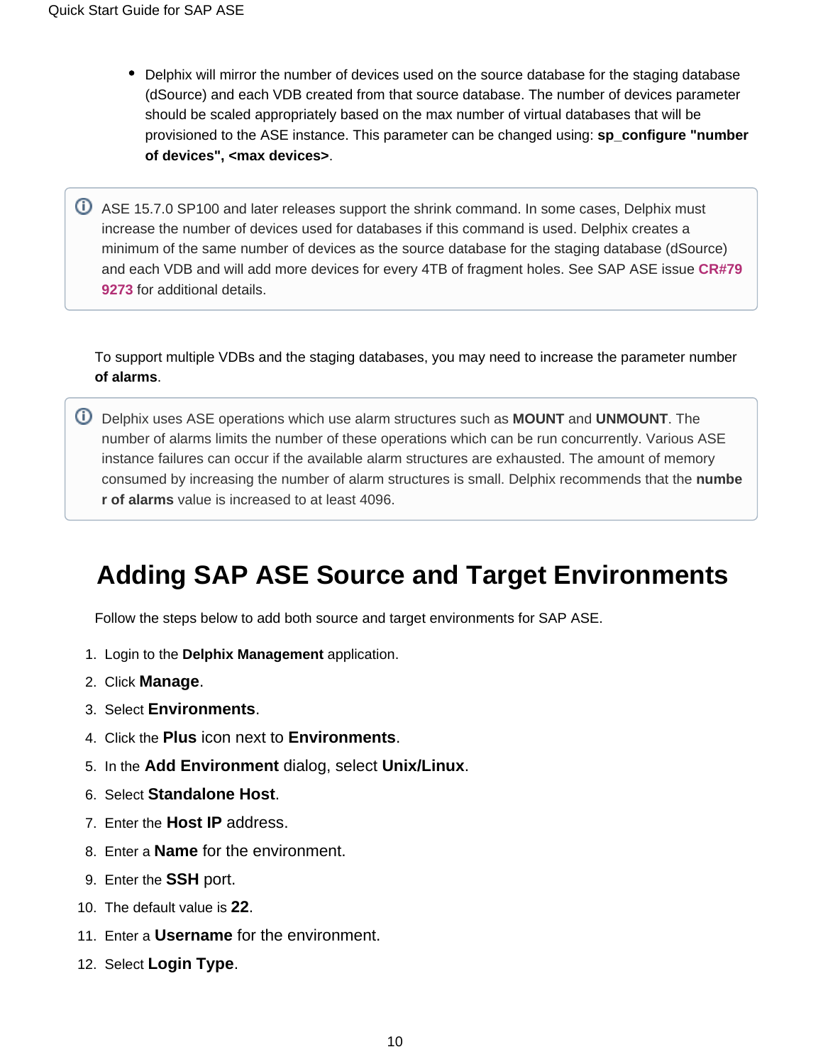- Delphix will mirror the number of devices used on the source database for the staging database (dSource) and each VDB created from that source database. The number of devices parameter should be scaled appropriately based on the max number of virtual databases that will be provisioned to the ASE instance. This parameter can be changed using: **sp_configure "number of devices", <max devices>**.

> ⓘ ASE 15.7.0 SP100 and later releases support the shrink command. In some cases, Delphix must increase the number of devices used for databases if this command is used. Delphix creates a minimum of the same number of devices as the source database for the staging database (dSource) and each VDB and will add more devices for every 4TB of fragment holes. See SAP ASE issue **CR#799273** for additional details.

To support multiple VDBs and the staging databases, you may need to increase the parameter number **of alarms**.

> ⓘ Delphix uses ASE operations which use alarm structures such as **MOUNT** and **UNMOUNT**. The number of alarms limits the number of these operations which can be run concurrently. Various ASE instance failures can occur if the available alarm structures are exhausted. The amount of memory consumed by increasing the number of alarm structures is small. Delphix recommends that the **number of alarms** value is increased to at least 4096.

# Adding SAP ASE Source and Target Environments

Follow the steps below to add both source and target environments for SAP ASE.

1. Login to the **Delphix Management** application.
2. Click **Manage**.
3. Select **Environments**.
4. Click the **Plus** icon next to **Environments**.
5. In the **Add Environment** dialog, select **Unix/Linux**.
6. Select **Standalone Host**.
7. Enter the **Host IP** address.
8. Enter a **Name** for the environment.
9. Enter the **SSH** port.
10. The default value is **22**.
11. Enter a **Username** for the environment.
12. Select **Login Type**.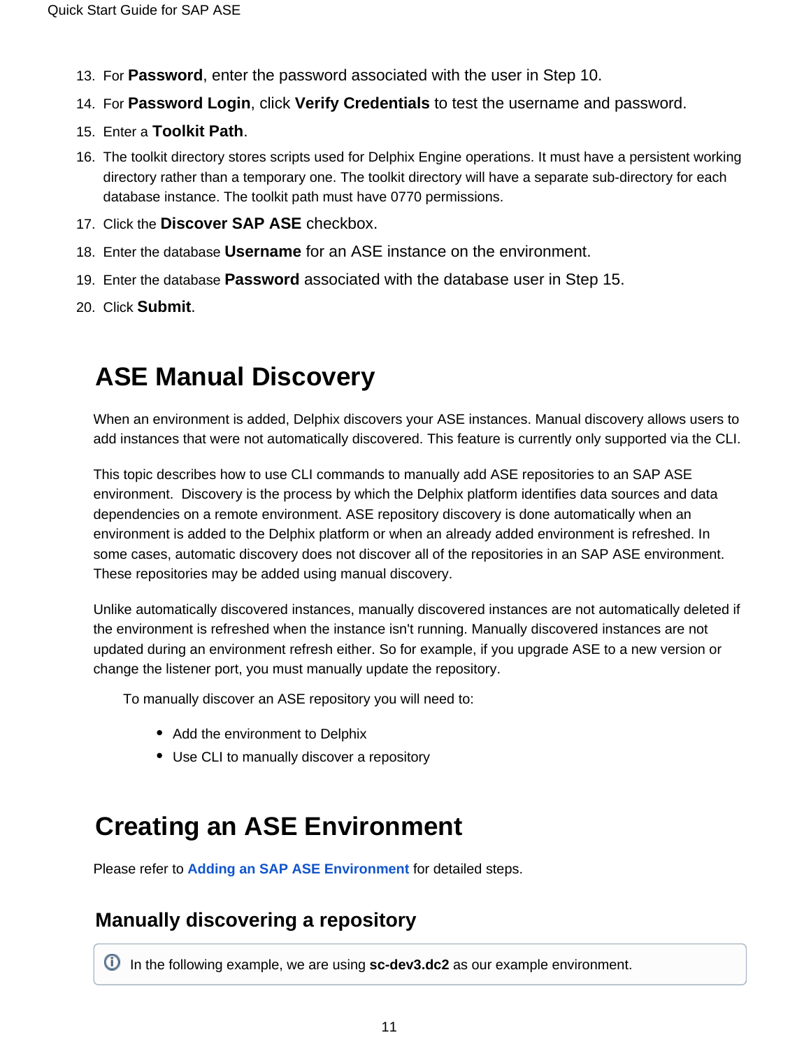13. For **Password**, enter the password associated with the user in Step 10.
14. For **Password Login**, click **Verify Credentials** to test the username and password.
15. Enter a **Toolkit Path**.
16. The toolkit directory stores scripts used for Delphix Engine operations. It must have a persistent working directory rather than a temporary one. The toolkit directory will have a separate sub-directory for each database instance. The toolkit path must have 0770 permissions.
17. Click the **Discover SAP ASE** checkbox.
18. Enter the database **Username** for an ASE instance on the environment.
19. Enter the database **Password** associated with the database user in Step 15.
20. Click **Submit**.

# ASE Manual Discovery

When an environment is added, Delphix discovers your ASE instances. Manual discovery allows users to add instances that were not automatically discovered. This feature is currently only supported via the CLI.

This topic describes how to use CLI commands to manually add ASE repositories to an SAP ASE environment. Discovery is the process by which the Delphix platform identifies data sources and data dependencies on a remote environment. ASE repository discovery is done automatically when an environment is added to the Delphix platform or when an already added environment is refreshed. In some cases, automatic discovery does not discover all of the repositories in an SAP ASE environment. These repositories may be added using manual discovery.

Unlike automatically discovered instances, manually discovered instances are not automatically deleted if the environment is refreshed when the instance isn't running. Manually discovered instances are not updated during an environment refresh either. So for example, if you upgrade ASE to a new version or change the listener port, you must manually update the repository.

To manually discover an ASE repository you will need to:

- Add the environment to Delphix
- Use CLI to manually discover a repository

# Creating an ASE Environment

Please refer to **Adding an SAP ASE Environment** for detailed steps.

## Manually discovering a repository

ⓘ In the following example, we are using **sc-dev3.dc2** as our example environment.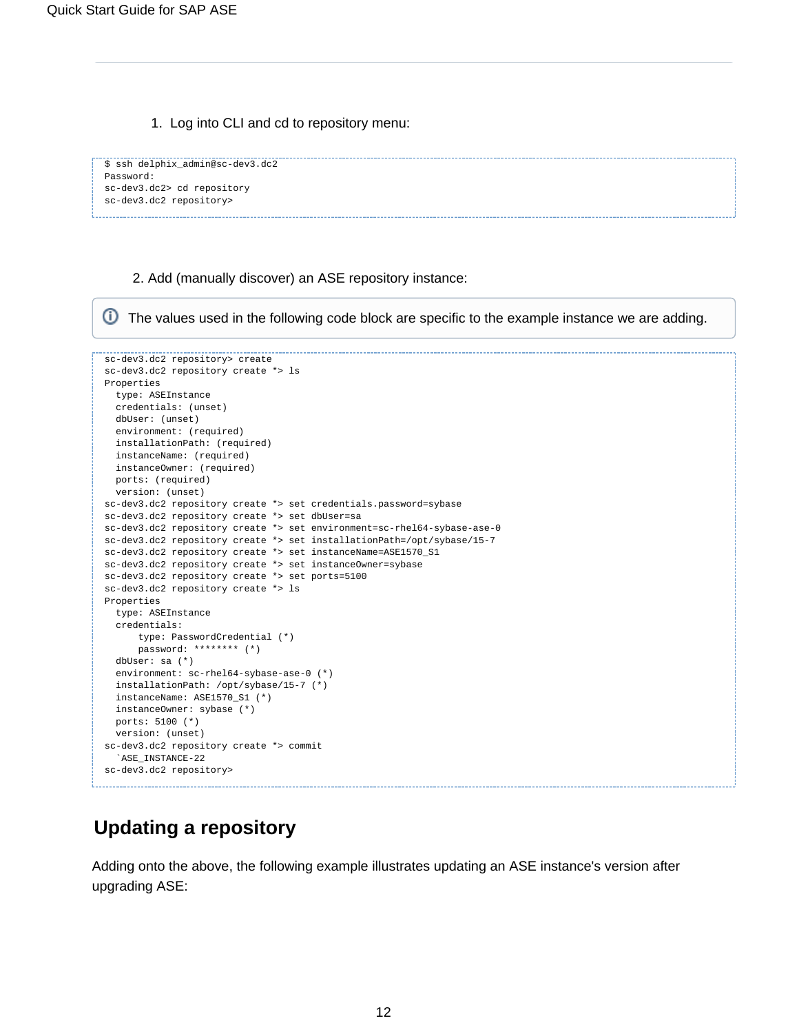1. Log into CLI and cd to repository menu:

```
$ ssh delphix_admin@sc-dev3.dc2
Password:
sc-dev3.dc2> cd repository
sc-dev3.dc2 repository>
```

2. Add (manually discover) an ASE repository instance:

> ⓘ The values used in the following code block are specific to the example instance we are adding.

```
sc-dev3.dc2 repository> create
sc-dev3.dc2 repository create *> ls
Properties
  type: ASEInstance
  credentials: (unset)
  dbUser: (unset)
  environment: (required)
  installationPath: (required)
  instanceName: (required)
  instanceOwner: (required)
  ports: (required)
  version: (unset)
sc-dev3.dc2 repository create *> set credentials.password=sybase
sc-dev3.dc2 repository create *> set dbUser=sa
sc-dev3.dc2 repository create *> set environment=sc-rhel64-sybase-ase-0
sc-dev3.dc2 repository create *> set installationPath=/opt/sybase/15-7
sc-dev3.dc2 repository create *> set instanceName=ASE1570_S1
sc-dev3.dc2 repository create *> set instanceOwner=sybase
sc-dev3.dc2 repository create *> set ports=5100
sc-dev3.dc2 repository create *> ls
Properties
  type: ASEInstance
  credentials:
      type: PasswordCredential (*)
      password: ******** (*)
  dbUser: sa (*)
  environment: sc-rhel64-sybase-ase-0 (*)
  installationPath: /opt/sybase/15-7 (*)
  instanceName: ASE1570_S1 (*)
  instanceOwner: sybase (*)
  ports: 5100 (*)
  version: (unset)
sc-dev3.dc2 repository create *> commit
  `ASE_INSTANCE-22
sc-dev3.dc2 repository>
```

## Updating a repository

Adding onto the above, the following example illustrates updating an ASE instance's version after upgrading ASE: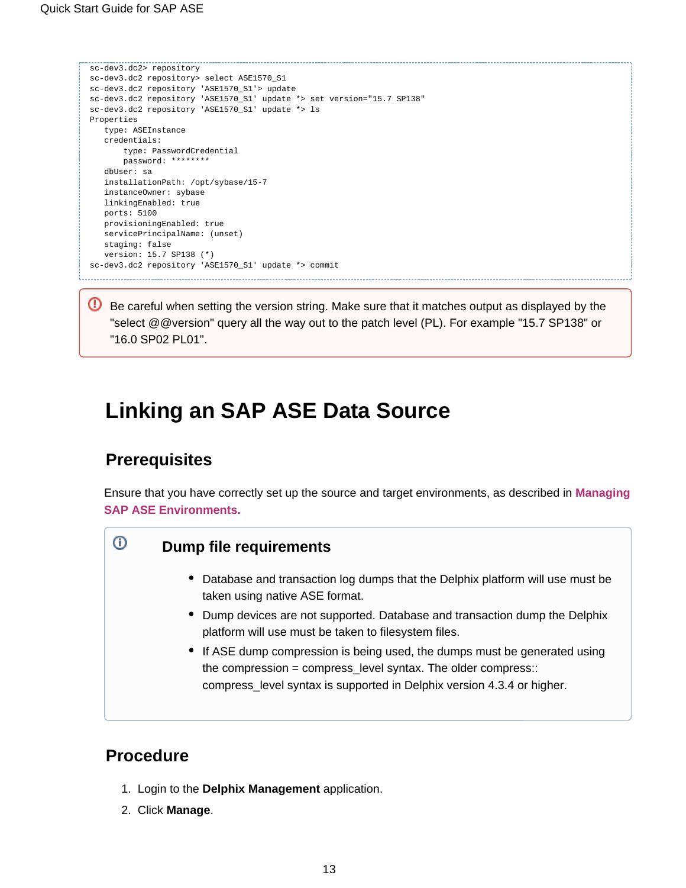```
sc-dev3.dc2> repository
sc-dev3.dc2 repository> select ASE1570_S1
sc-dev3.dc2 repository 'ASE1570_S1'> update
sc-dev3.dc2 repository 'ASE1570_S1' update *> set version="15.7 SP138"
sc-dev3.dc2 repository 'ASE1570_S1' update *> ls
Properties
   type: ASEInstance
   credentials:
       type: PasswordCredential
       password: ********
   dbUser: sa
   installationPath: /opt/sybase/15-7
   instanceOwner: sybase
   linkingEnabled: true
   ports: 5100
   provisioningEnabled: true
   servicePrincipalName: (unset)
   staging: false
   version: 15.7 SP138 (*)
sc-dev3.dc2 repository 'ASE1570_S1' update *> commit
```

Be careful when setting the version string. Make sure that it matches output as displayed by the "select @@version" query all the way out to the patch level (PL). For example "15.7 SP138" or "16.0 SP02 PL01".

# Linking an SAP ASE Data Source

## Prerequisites

Ensure that you have correctly set up the source and target environments, as described in **Managing SAP ASE Environments.**

### Dump file requirements

- Database and transaction log dumps that the Delphix platform will use must be taken using native ASE format.
- Dump devices are not supported. Database and transaction dump the Delphix platform will use must be taken to filesystem files.
- If ASE dump compression is being used, the dumps must be generated using the compression = compress_level syntax. The older compress:: compress_level syntax is supported in Delphix version 4.3.4 or higher.

## Procedure

1. Login to the **Delphix Management** application.
2. Click **Manage**.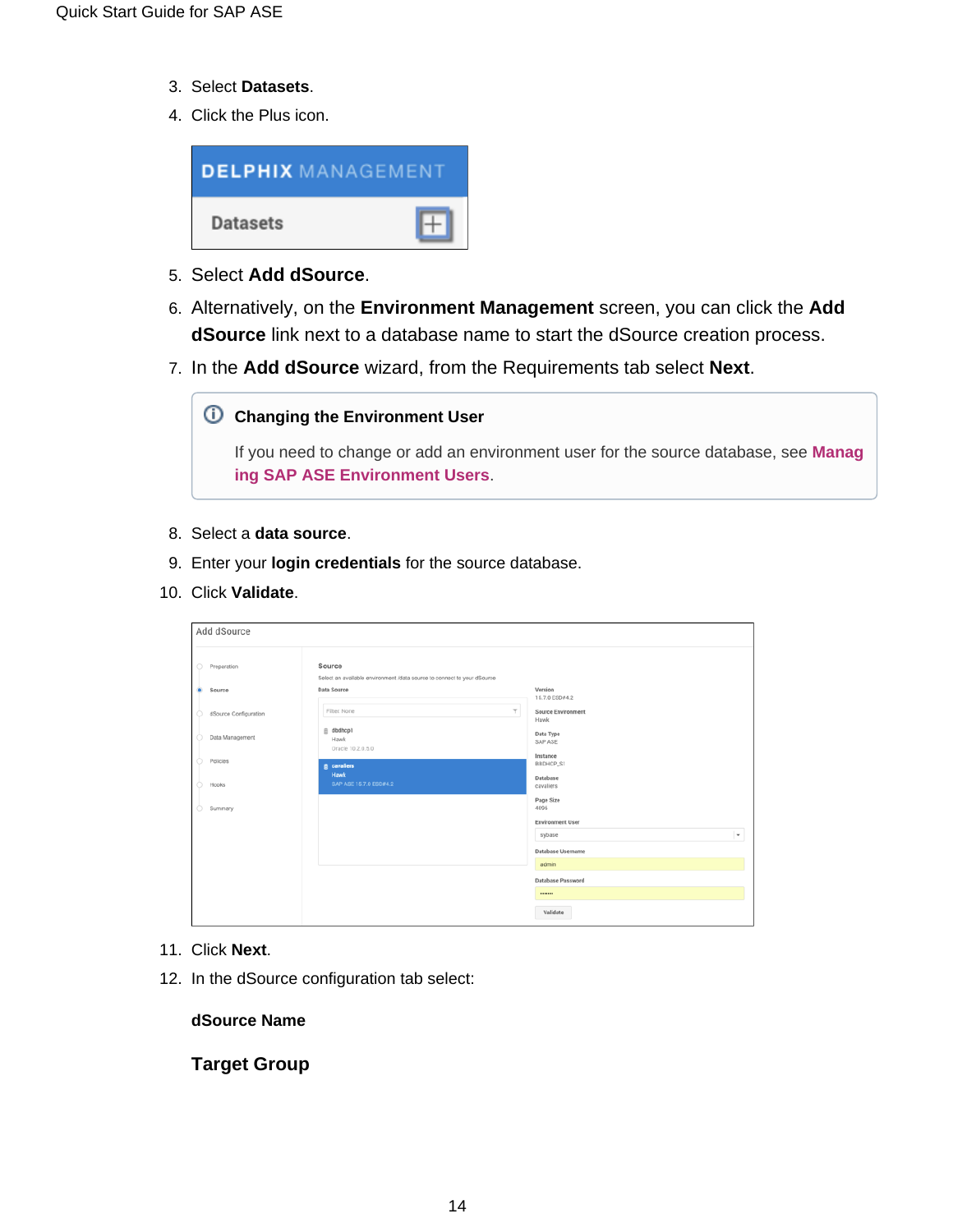3. Select **Datasets**.
4. Click the Plus icon.
5. Select **Add dSource**.
6. Alternatively, on the **Environment Management** screen, you can click the **Add dSource** link next to a database name to start the dSource creation process.
7. In the **Add dSource** wizard, from the Requirements tab select **Next**.

> **Changing the Environment User**
>
> If you need to change or add an environment user for the source database, see **Managing SAP ASE Environment Users**.

8. Select a **data source**.
9. Enter your **login credentials** for the source database.
10. Click **Validate**.
11. Click **Next**.
12. In the dSource configuration tab select:

**dSource Name**

**Target Group**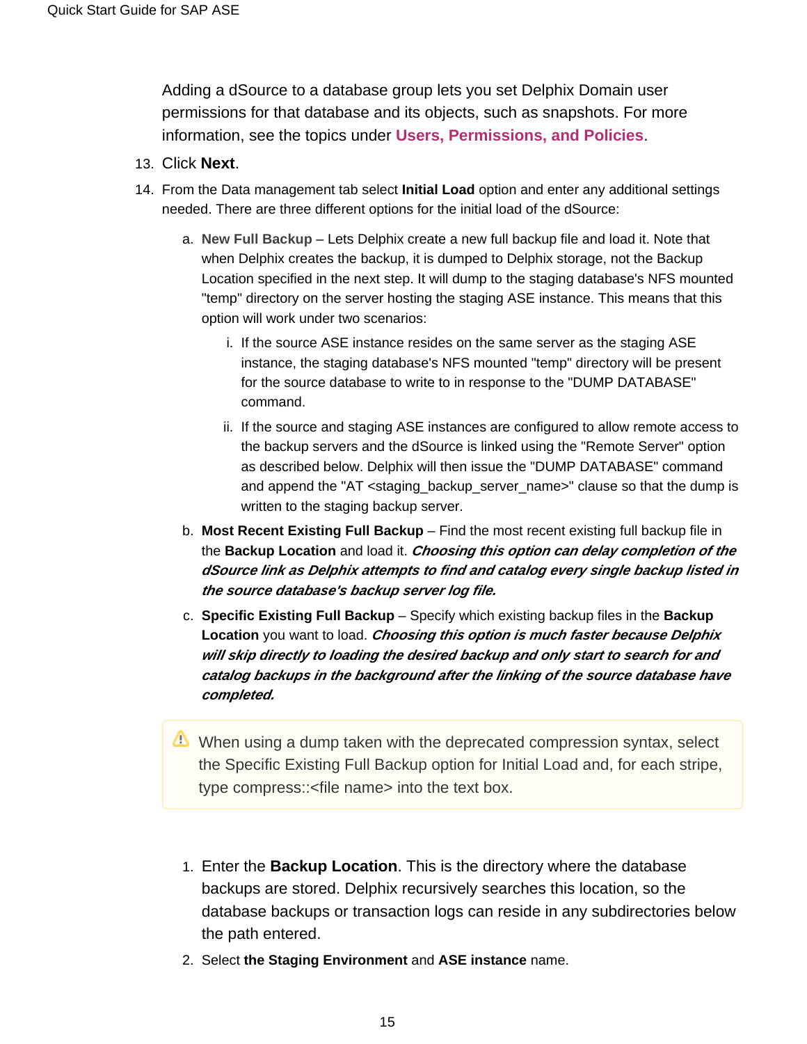Adding a dSource to a database group lets you set Delphix Domain user permissions for that database and its objects, such as snapshots. For more information, see the topics under **Users, Permissions, and Policies**.

13. Click **Next**.
14. From the Data management tab select **Initial Load** option and enter any additional settings needed. There are three different options for the initial load of the dSource:
    a. **New Full Backup** – Lets Delphix create a new full backup file and load it. Note that when Delphix creates the backup, it is dumped to Delphix storage, not the Backup Location specified in the next step. It will dump to the staging database's NFS mounted "temp" directory on the server hosting the staging ASE instance. This means that this option will work under two scenarios:
        i. If the source ASE instance resides on the same server as the staging ASE instance, the staging database's NFS mounted "temp" directory will be present for the source database to write to in response to the "DUMP DATABASE" command.
        ii. If the source and staging ASE instances are configured to allow remote access to the backup servers and the dSource is linked using the "Remote Server" option as described below. Delphix will then issue the "DUMP DATABASE" command and append the "AT <staging_backup_server_name>" clause so that the dump is written to the staging backup server.
    b. **Most Recent Existing Full Backup** – Find the most recent existing full backup file in the **Backup Location** and load it. ***Choosing this option can delay completion of the dSource link as Delphix attempts to find and catalog every single backup listed in the source database's backup server log file.***
    c. **Specific Existing Full Backup** – Specify which existing backup files in the **Backup Location** you want to load. ***Choosing this option is much faster because Delphix will skip directly to loading the desired backup and only start to search for and catalog backups in the background after the linking of the source database have completed.***

> ⚠ When using a dump taken with the deprecated compression syntax, select the Specific Existing Full Backup option for Initial Load and, for each stripe, type compress::<file name> into the text box.

1. Enter the **Backup Location**. This is the directory where the database backups are stored. Delphix recursively searches this location, so the database backups or transaction logs can reside in any subdirectories below the path entered.
2. Select **the Staging Environment** and **ASE instance** name.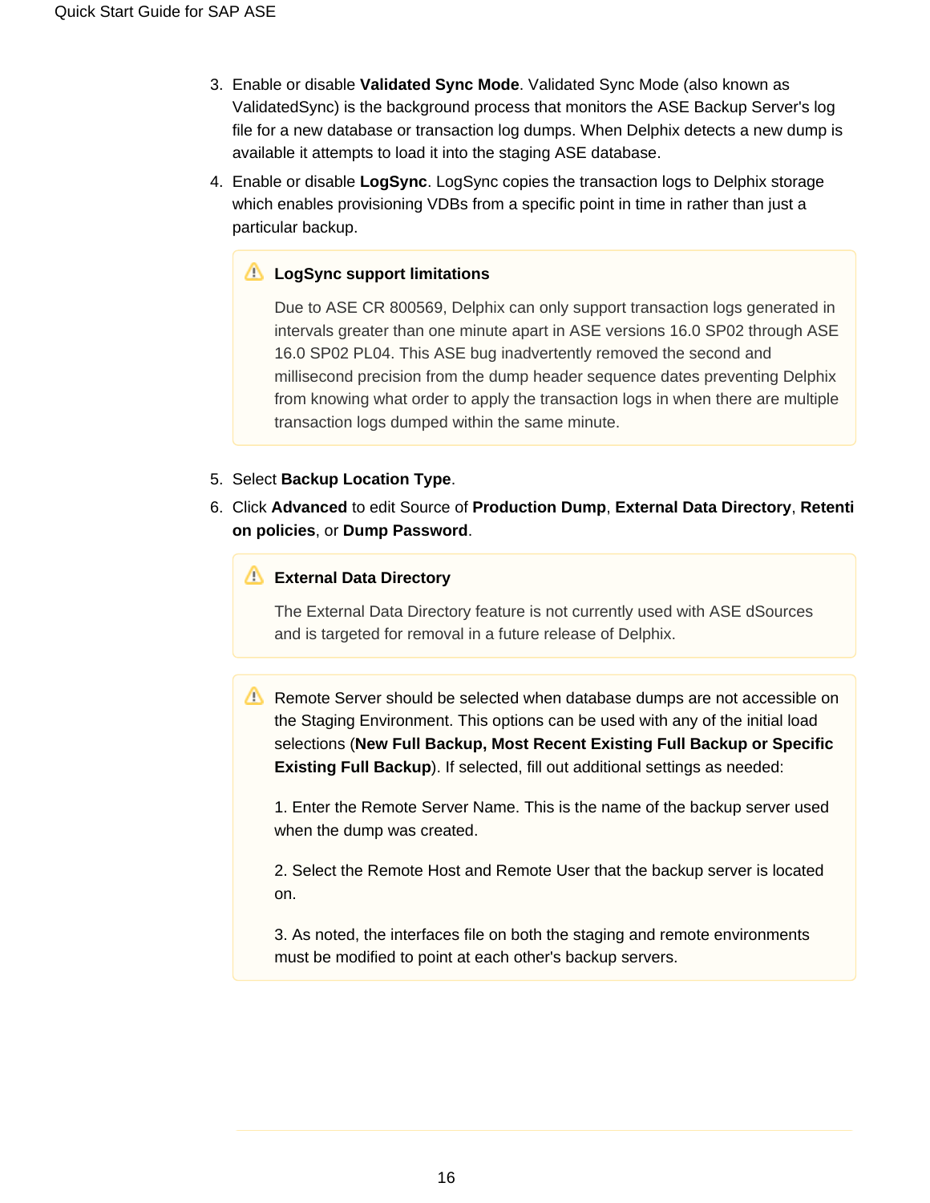3. Enable or disable **Validated Sync Mode**. Validated Sync Mode (also known as ValidatedSync) is the background process that monitors the ASE Backup Server's log file for a new database or transaction log dumps. When Delphix detects a new dump is available it attempts to load it into the staging ASE database.
4. Enable or disable **LogSync**. LogSync copies the transaction logs to Delphix storage which enables provisioning VDBs from a specific point in time in rather than just a particular backup.

> ⚠ **LogSync support limitations**
>
> Due to ASE CR 800569, Delphix can only support transaction logs generated in intervals greater than one minute apart in ASE versions 16.0 SP02 through ASE 16.0 SP02 PL04. This ASE bug inadvertently removed the second and millisecond precision from the dump header sequence dates preventing Delphix from knowing what order to apply the transaction logs in when there are multiple transaction logs dumped within the same minute.

5. Select **Backup Location Type**.
6. Click **Advanced** to edit Source of **Production Dump**, **External Data Directory**, **Retention policies**, or **Dump Password**.

> ⚠ **External Data Directory**
>
> The External Data Directory feature is not currently used with ASE dSources and is targeted for removal in a future release of Delphix.

> ⚠ Remote Server should be selected when database dumps are not accessible on the Staging Environment. This options can be used with any of the initial load selections (**New Full Backup, Most Recent Existing Full Backup or Specific Existing Full Backup**). If selected, fill out additional settings as needed:
>
> 1. Enter the Remote Server Name. This is the name of the backup server used when the dump was created.
>
> 2. Select the Remote Host and Remote User that the backup server is located on.
>
> 3. As noted, the interfaces file on both the staging and remote environments must be modified to point at each other's backup servers.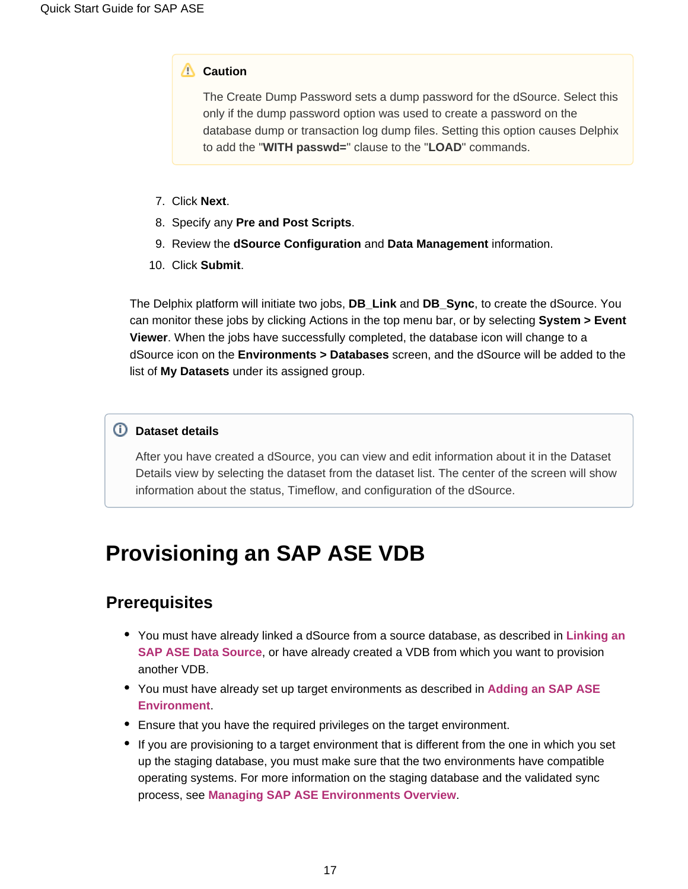> ⚠ **Caution**
>
> The Create Dump Password sets a dump password for the dSource. Select this only if the dump password option was used to create a password on the database dump or transaction log dump files. Setting this option causes Delphix to add the "**WITH passwd=**" clause to the "**LOAD**" commands.

7. Click **Next**.
8. Specify any **Pre and Post Scripts**.
9. Review the **dSource Configuration** and **Data Management** information.
10. Click **Submit**.

The Delphix platform will initiate two jobs, **DB_Link** and **DB_Sync**, to create the dSource. You can monitor these jobs by clicking Actions in the top menu bar, or by selecting **System > Event Viewer**. When the jobs have successfully completed, the database icon will change to a dSource icon on the **Environments > Databases** screen, and the dSource will be added to the list of **My Datasets** under its assigned group.

> ⓘ **Dataset details**
>
> After you have created a dSource, you can view and edit information about it in the Dataset Details view by selecting the dataset from the dataset list. The center of the screen will show information about the status, Timeflow, and configuration of the dSource.

# Provisioning an SAP ASE VDB

## Prerequisites

- You must have already linked a dSource from a source database, as described in **Linking an SAP ASE Data Source**, or have already created a VDB from which you want to provision another VDB.
- You must have already set up target environments as described in **Adding an SAP ASE Environment**.
- Ensure that you have the required privileges on the target environment.
- If you are provisioning to a target environment that is different from the one in which you set up the staging database, you must make sure that the two environments have compatible operating systems. For more information on the staging database and the validated sync process, see **Managing SAP ASE Environments Overview**.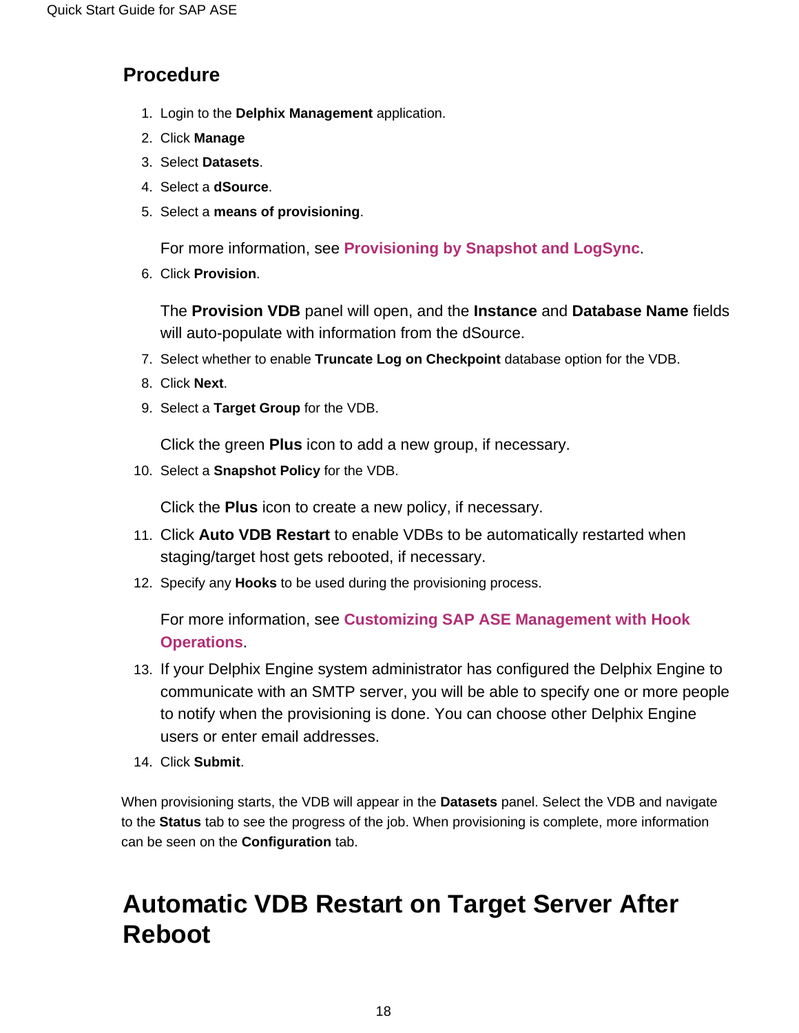## Procedure

1. Login to the **Delphix Management** application.
2. Click **Manage**
3. Select **Datasets**.
4. Select a **dSource**.
5. Select a **means of provisioning**.

   For more information, see **Provisioning by Snapshot and LogSync**.

6. Click **Provision**.

   The **Provision VDB** panel will open, and the **Instance** and **Database Name** fields will auto-populate with information from the dSource.

7. Select whether to enable **Truncate Log on Checkpoint** database option for the VDB.
8. Click **Next**.
9. Select a **Target Group** for the VDB.

   Click the green **Plus** icon to add a new group, if necessary.

10. Select a **Snapshot Policy** for the VDB.

    Click the **Plus** icon to create a new policy, if necessary.

11. Click **Auto VDB Restart** to enable VDBs to be automatically restarted when staging/target host gets rebooted, if necessary.
12. Specify any **Hooks** to be used during the provisioning process.

    For more information, see **Customizing SAP ASE Management with Hook Operations**.

13. If your Delphix Engine system administrator has configured the Delphix Engine to communicate with an SMTP server, you will be able to specify one or more people to notify when the provisioning is done. You can choose other Delphix Engine users or enter email addresses.
14. Click **Submit**.

When provisioning starts, the VDB will appear in the **Datasets** panel. Select the VDB and navigate to the **Status** tab to see the progress of the job. When provisioning is complete, more information can be seen on the **Configuration** tab.

# Automatic VDB Restart on Target Server After Reboot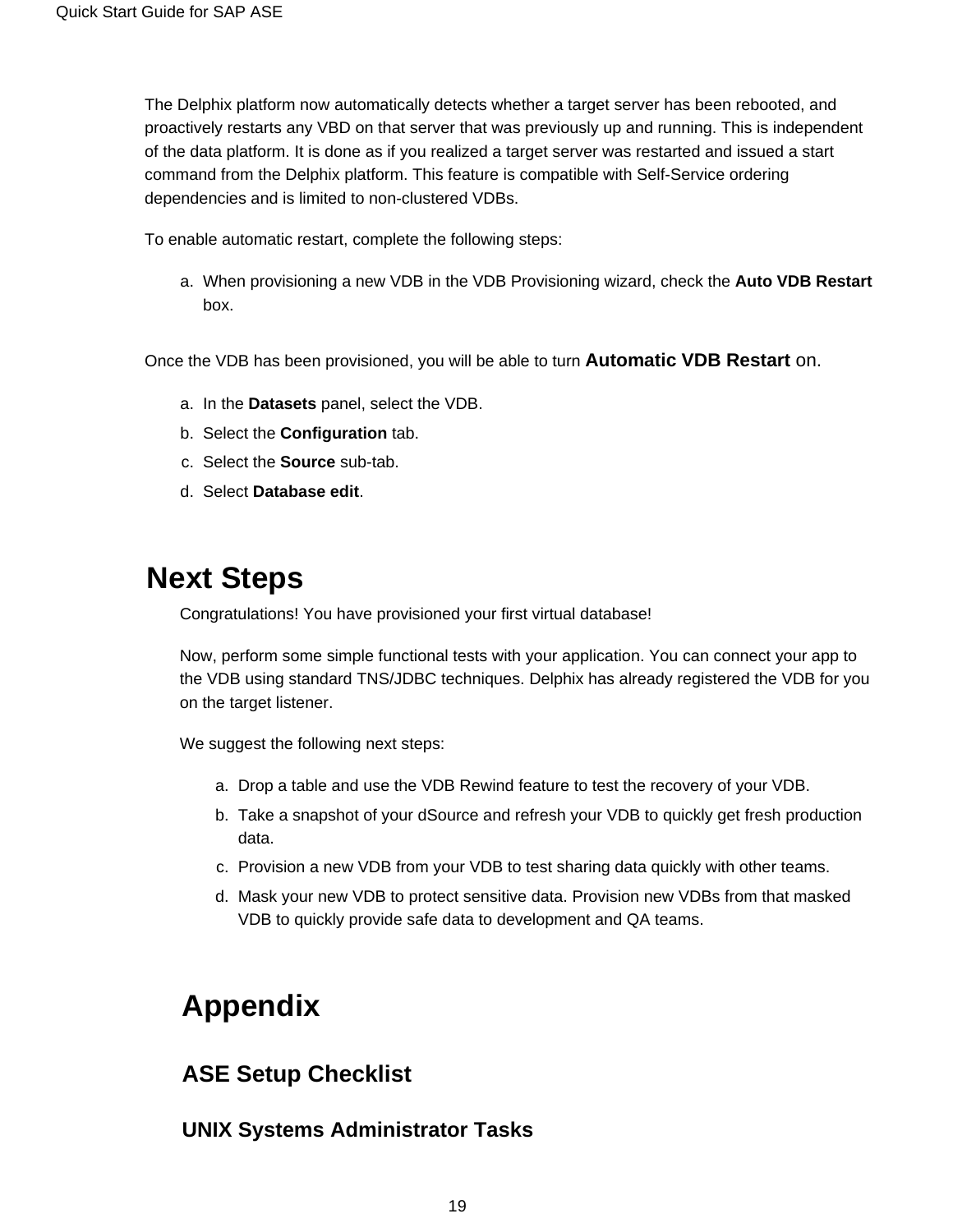The Delphix platform now automatically detects whether a target server has been rebooted, and proactively restarts any VBD on that server that was previously up and running. This is independent of the data platform. It is done as if you realized a target server was restarted and issued a start command from the Delphix platform. This feature is compatible with Self-Service ordering dependencies and is limited to non-clustered VDBs.

To enable automatic restart, complete the following steps:

a. When provisioning a new VDB in the VDB Provisioning wizard, check the **Auto VDB Restart** box.

Once the VDB has been provisioned, you will be able to turn **Automatic VDB Restart** on.

a. In the **Datasets** panel, select the VDB.
b. Select the **Configuration** tab.
c. Select the **Source** sub-tab.
d. Select **Database edit**.

## Next Steps

Congratulations! You have provisioned your first virtual database!

Now, perform some simple functional tests with your application. You can connect your app to the VDB using standard TNS/JDBC techniques. Delphix has already registered the VDB for you on the target listener.

We suggest the following next steps:

a. Drop a table and use the VDB Rewind feature to test the recovery of your VDB.
b. Take a snapshot of your dSource and refresh your VDB to quickly get fresh production data.
c. Provision a new VDB from your VDB to test sharing data quickly with other teams.
d. Mask your new VDB to protect sensitive data. Provision new VDBs from that masked VDB to quickly provide safe data to development and QA teams.

# Appendix

## ASE Setup Checklist

### UNIX Systems Administrator Tasks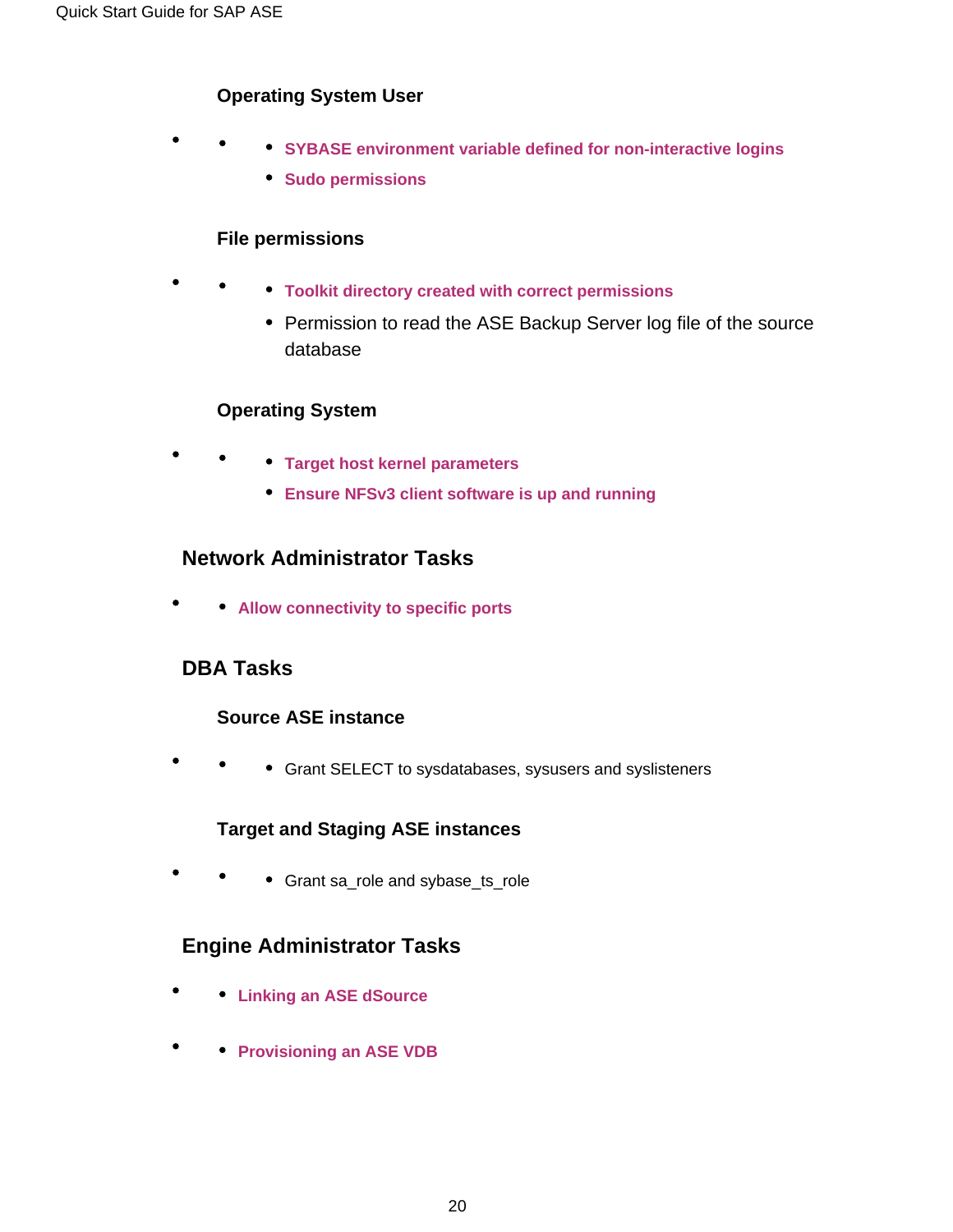### Operating System User

- SYBASE environment variable defined for non-interactive logins
- Sudo permissions

### File permissions

- Toolkit directory created with correct permissions
- Permission to read the ASE Backup Server log file of the source database

### Operating System

- Target host kernel parameters
- Ensure NFSv3 client software is up and running

## Network Administrator Tasks

- Allow connectivity to specific ports

## DBA Tasks

### Source ASE instance

- Grant SELECT to sysdatabases, sysusers and syslisteners

### Target and Staging ASE instances

- Grant sa_role and sybase_ts_role

## Engine Administrator Tasks

- Linking an ASE dSource
- Provisioning an ASE VDB